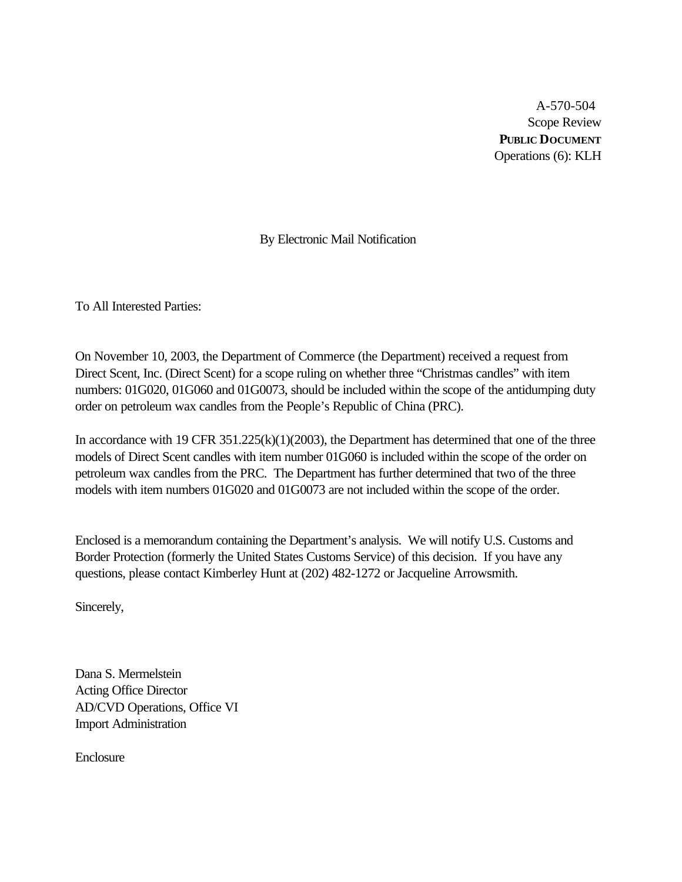A-570-504
Scope Review
**PUBLIC DOCUMENT**
Operations (6): KLH

By Electronic Mail Notification

To All Interested Parties:

On November 10, 2003, the Department of Commerce (the Department) received a request from Direct Scent, Inc. (Direct Scent) for a scope ruling on whether three "Christmas candles" with item numbers: 01G020, 01G060 and 01G0073, should be included within the scope of the antidumping duty order on petroleum wax candles from the People's Republic of China (PRC).

In accordance with 19 CFR 351.225(k)(1)(2003), the Department has determined that one of the three models of Direct Scent candles with item number 01G060 is included within the scope of the order on petroleum wax candles from the PRC. The Department has further determined that two of the three models with item numbers 01G020 and 01G0073 are not included within the scope of the order.

Enclosed is a memorandum containing the Department's analysis. We will notify U.S. Customs and Border Protection (formerly the United States Customs Service) of this decision. If you have any questions, please contact Kimberley Hunt at (202) 482-1272 or Jacqueline Arrowsmith.

Sincerely,

Dana S. Mermelstein
Acting Office Director
AD/CVD Operations, Office VI
Import Administration

Enclosure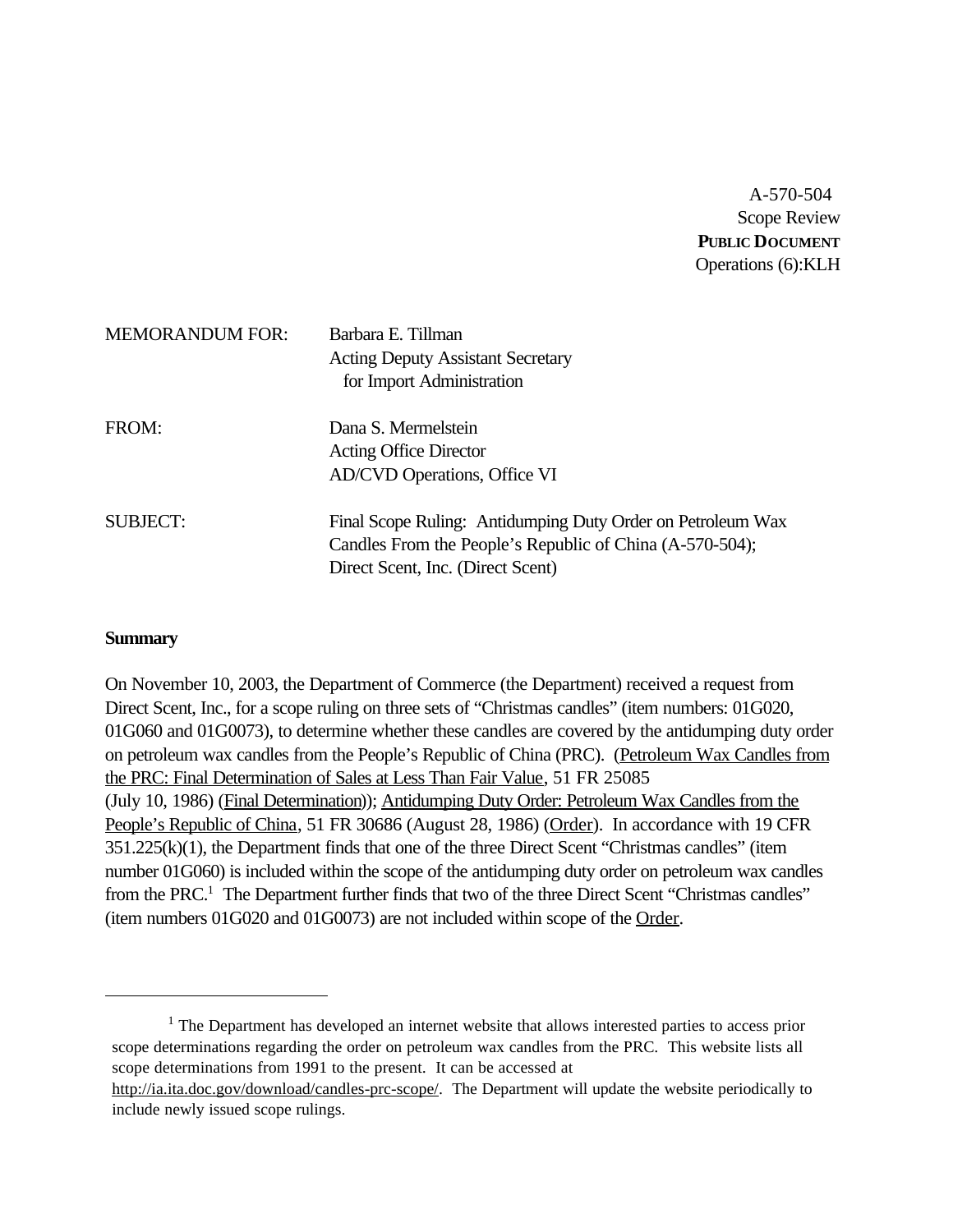A-570-504
Scope Review
**PUBLIC DOCUMENT**
Operations (6):KLH

MEMORANDUM FOR: Barbara E. Tillman
Acting Deputy Assistant Secretary
for Import Administration

FROM: Dana S. Mermelstein
Acting Office Director
AD/CVD Operations, Office VI

SUBJECT: Final Scope Ruling: Antidumping Duty Order on Petroleum Wax Candles From the People's Republic of China (A-570-504); Direct Scent, Inc. (Direct Scent)

**Summary**

On November 10, 2003, the Department of Commerce (the Department) received a request from Direct Scent, Inc., for a scope ruling on three sets of "Christmas candles" (item numbers: 01G020, 01G060 and 01G0073), to determine whether these candles are covered by the antidumping duty order on petroleum wax candles from the People's Republic of China (PRC). (Petroleum Wax Candles from the PRC: Final Determination of Sales at Less Than Fair Value, 51 FR 25085 (July 10, 1986) (Final Determination)); Antidumping Duty Order: Petroleum Wax Candles from the People's Republic of China, 51 FR 30686 (August 28, 1986) (Order). In accordance with 19 CFR 351.225(k)(1), the Department finds that one of the three Direct Scent "Christmas candles" (item number 01G060) is included within the scope of the antidumping duty order on petroleum wax candles from the PRC.[1] The Department further finds that two of the three Direct Scent "Christmas candles" (item numbers 01G020 and 01G0073) are not included within scope of the Order.

---

[1] The Department has developed an internet website that allows interested parties to access prior scope determinations regarding the order on petroleum wax candles from the PRC. This website lists all scope determinations from 1991 to the present. It can be accessed at http://ia.ita.doc.gov/download/candles-prc-scope/. The Department will update the website periodically to include newly issued scope rulings.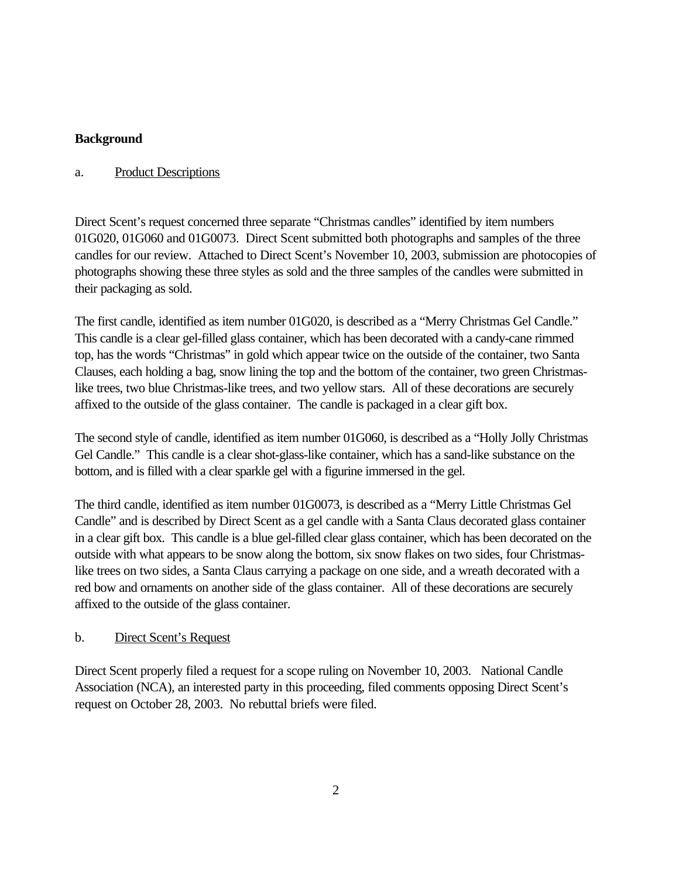## Background

### a. Product Descriptions

Direct Scent's request concerned three separate "Christmas candles" identified by item numbers 01G020, 01G060 and 01G0073. Direct Scent submitted both photographs and samples of the three candles for our review. Attached to Direct Scent's November 10, 2003, submission are photocopies of photographs showing these three styles as sold and the three samples of the candles were submitted in their packaging as sold.

The first candle, identified as item number 01G020, is described as a "Merry Christmas Gel Candle." This candle is a clear gel-filled glass container, which has been decorated with a candy-cane rimmed top, has the words "Christmas" in gold which appear twice on the outside of the container, two Santa Clauses, each holding a bag, snow lining the top and the bottom of the container, two green Christmas-like trees, two blue Christmas-like trees, and two yellow stars. All of these decorations are securely affixed to the outside of the glass container. The candle is packaged in a clear gift box.

The second style of candle, identified as item number 01G060, is described as a "Holly Jolly Christmas Gel Candle." This candle is a clear shot-glass-like container, which has a sand-like substance on the bottom, and is filled with a clear sparkle gel with a figurine immersed in the gel.

The third candle, identified as item number 01G0073, is described as a "Merry Little Christmas Gel Candle" and is described by Direct Scent as a gel candle with a Santa Claus decorated glass container in a clear gift box. This candle is a blue gel-filled clear glass container, which has been decorated on the outside with what appears to be snow along the bottom, six snow flakes on two sides, four Christmas-like trees on two sides, a Santa Claus carrying a package on one side, and a wreath decorated with a red bow and ornaments on another side of the glass container. All of these decorations are securely affixed to the outside of the glass container.

### b. Direct Scent's Request

Direct Scent properly filed a request for a scope ruling on November 10, 2003. National Candle Association (NCA), an interested party in this proceeding, filed comments opposing Direct Scent's request on October 28, 2003. No rebuttal briefs were filed.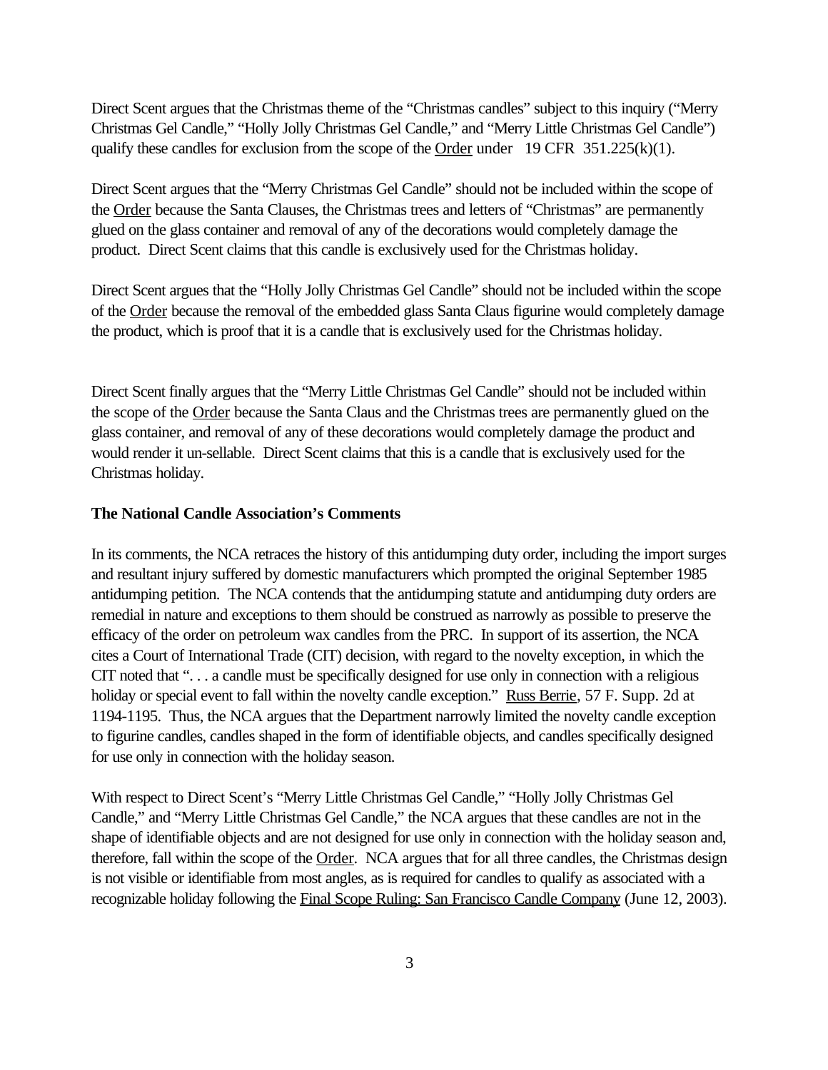Direct Scent argues that the Christmas theme of the "Christmas candles" subject to this inquiry ("Merry Christmas Gel Candle," "Holly Jolly Christmas Gel Candle," and "Merry Little Christmas Gel Candle") qualify these candles for exclusion from the scope of the Order under 19 CFR 351.225(k)(1).

Direct Scent argues that the "Merry Christmas Gel Candle" should not be included within the scope of the Order because the Santa Clauses, the Christmas trees and letters of "Christmas" are permanently glued on the glass container and removal of any of the decorations would completely damage the product. Direct Scent claims that this candle is exclusively used for the Christmas holiday.

Direct Scent argues that the "Holly Jolly Christmas Gel Candle" should not be included within the scope of the Order because the removal of the embedded glass Santa Claus figurine would completely damage the product, which is proof that it is a candle that is exclusively used for the Christmas holiday.

Direct Scent finally argues that the "Merry Little Christmas Gel Candle" should not be included within the scope of the Order because the Santa Claus and the Christmas trees are permanently glued on the glass container, and removal of any of these decorations would completely damage the product and would render it un-sellable. Direct Scent claims that this is a candle that is exclusively used for the Christmas holiday.

**The National Candle Association's Comments**

In its comments, the NCA retraces the history of this antidumping duty order, including the import surges and resultant injury suffered by domestic manufacturers which prompted the original September 1985 antidumping petition. The NCA contends that the antidumping statute and antidumping duty orders are remedial in nature and exceptions to them should be construed as narrowly as possible to preserve the efficacy of the order on petroleum wax candles from the PRC. In support of its assertion, the NCA cites a Court of International Trade (CIT) decision, with regard to the novelty exception, in which the CIT noted that ". . . a candle must be specifically designed for use only in connection with a religious holiday or special event to fall within the novelty candle exception." Russ Berrie, 57 F. Supp. 2d at 1194-1195. Thus, the NCA argues that the Department narrowly limited the novelty candle exception to figurine candles, candles shaped in the form of identifiable objects, and candles specifically designed for use only in connection with the holiday season.

With respect to Direct Scent's "Merry Little Christmas Gel Candle," "Holly Jolly Christmas Gel Candle," and "Merry Little Christmas Gel Candle," the NCA argues that these candles are not in the shape of identifiable objects and are not designed for use only in connection with the holiday season and, therefore, fall within the scope of the Order. NCA argues that for all three candles, the Christmas design is not visible or identifiable from most angles, as is required for candles to qualify as associated with a recognizable holiday following the Final Scope Ruling: San Francisco Candle Company (June 12, 2003).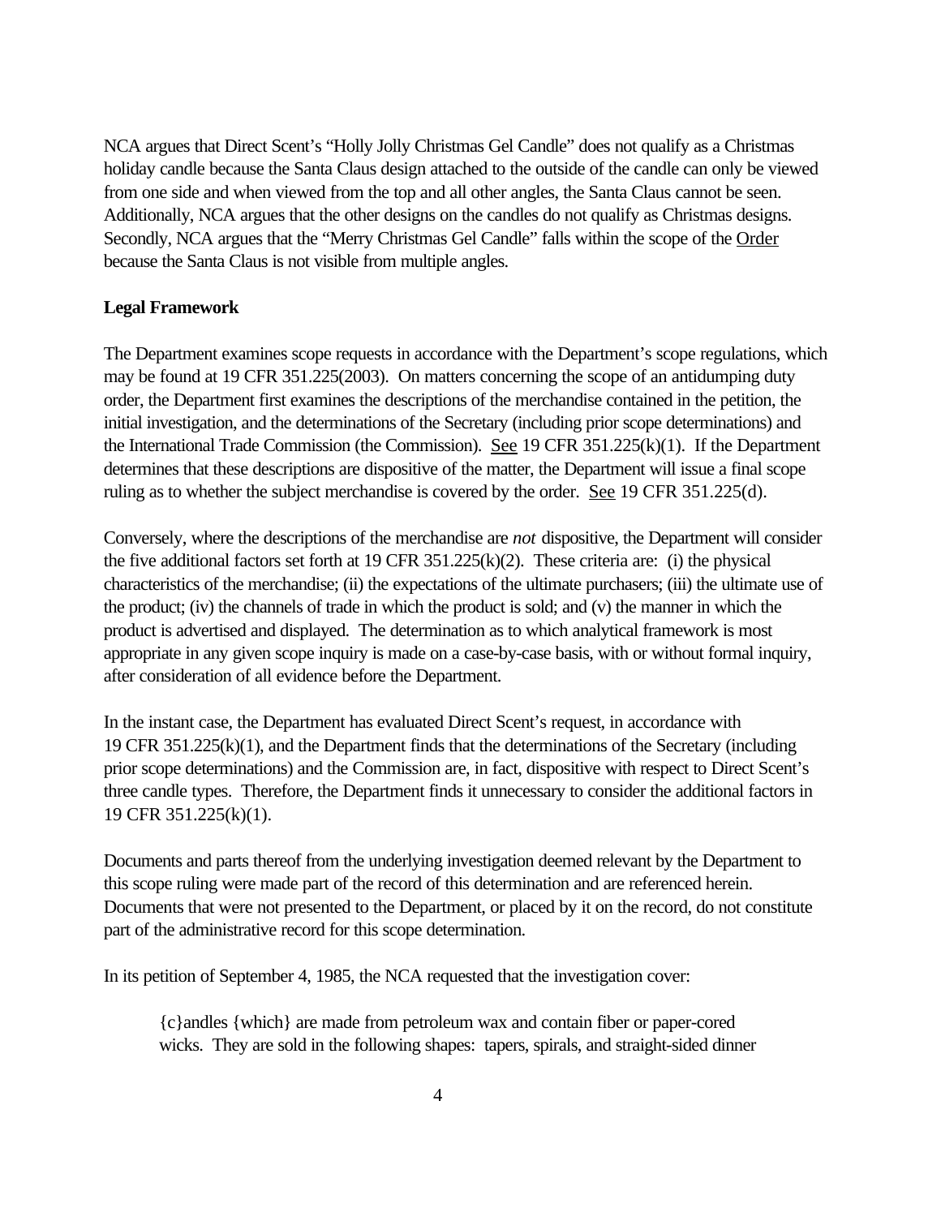NCA argues that Direct Scent's "Holly Jolly Christmas Gel Candle" does not qualify as a Christmas holiday candle because the Santa Claus design attached to the outside of the candle can only be viewed from one side and when viewed from the top and all other angles, the Santa Claus cannot be seen. Additionally, NCA argues that the other designs on the candles do not qualify as Christmas designs. Secondly, NCA argues that the "Merry Christmas Gel Candle" falls within the scope of the Order because the Santa Claus is not visible from multiple angles.

**Legal Framework**

The Department examines scope requests in accordance with the Department's scope regulations, which may be found at 19 CFR 351.225(2003). On matters concerning the scope of an antidumping duty order, the Department first examines the descriptions of the merchandise contained in the petition, the initial investigation, and the determinations of the Secretary (including prior scope determinations) and the International Trade Commission (the Commission). See 19 CFR 351.225(k)(1). If the Department determines that these descriptions are dispositive of the matter, the Department will issue a final scope ruling as to whether the subject merchandise is covered by the order. See 19 CFR 351.225(d).

Conversely, where the descriptions of the merchandise are *not* dispositive, the Department will consider the five additional factors set forth at 19 CFR 351.225(k)(2). These criteria are: (i) the physical characteristics of the merchandise; (ii) the expectations of the ultimate purchasers; (iii) the ultimate use of the product; (iv) the channels of trade in which the product is sold; and (v) the manner in which the product is advertised and displayed. The determination as to which analytical framework is most appropriate in any given scope inquiry is made on a case-by-case basis, with or without formal inquiry, after consideration of all evidence before the Department.

In the instant case, the Department has evaluated Direct Scent's request, in accordance with 19 CFR 351.225(k)(1), and the Department finds that the determinations of the Secretary (including prior scope determinations) and the Commission are, in fact, dispositive with respect to Direct Scent's three candle types. Therefore, the Department finds it unnecessary to consider the additional factors in 19 CFR 351.225(k)(1).

Documents and parts thereof from the underlying investigation deemed relevant by the Department to this scope ruling were made part of the record of this determination and are referenced herein. Documents that were not presented to the Department, or placed by it on the record, do not constitute part of the administrative record for this scope determination.

In its petition of September 4, 1985, the NCA requested that the investigation cover:

> {c}andles {which} are made from petroleum wax and contain fiber or paper-cored wicks. They are sold in the following shapes: tapers, spirals, and straight-sided dinner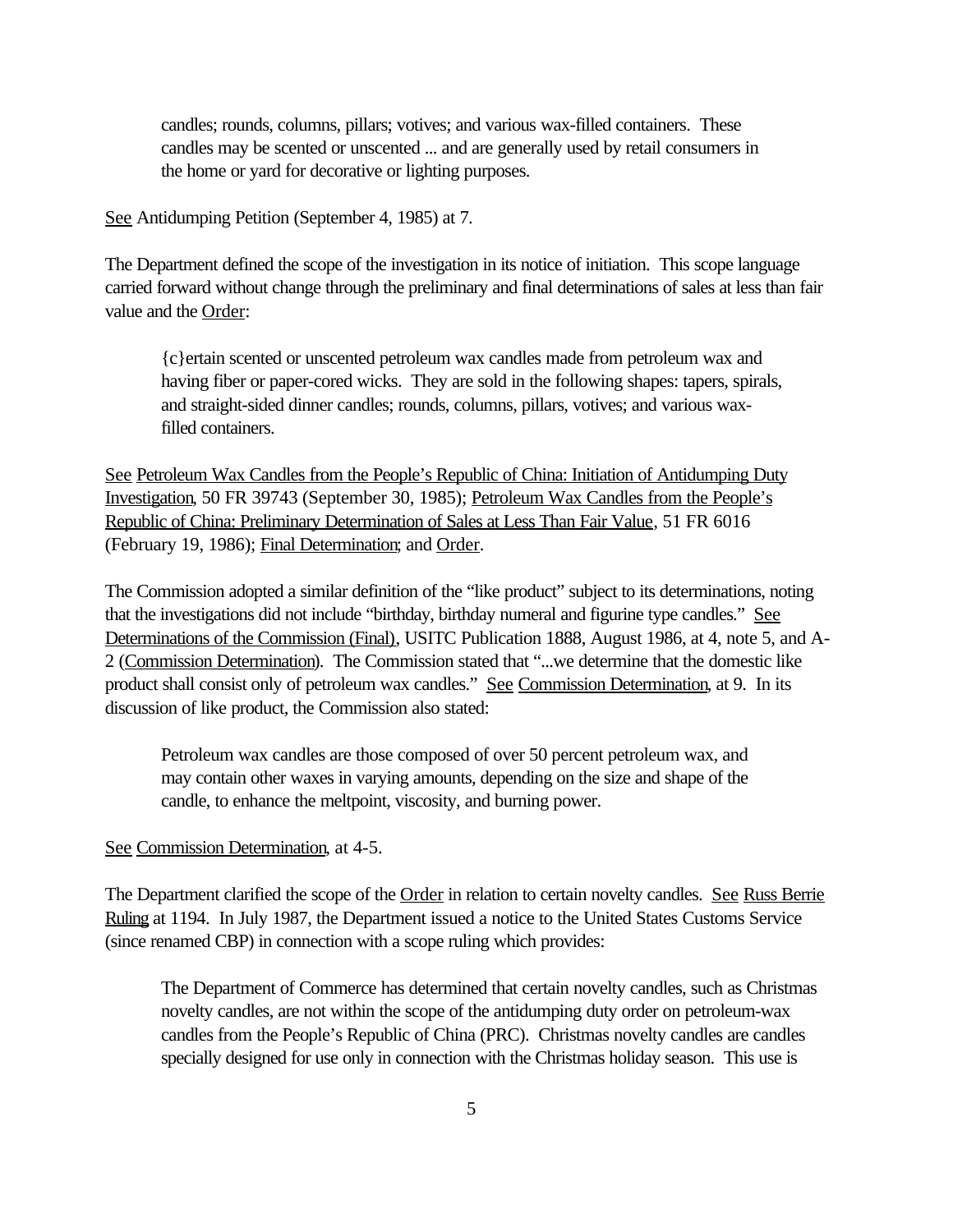> candles; rounds, columns, pillars; votives; and various wax-filled containers. These candles may be scented or unscented ... and are generally used by retail consumers in the home or yard for decorative or lighting purposes.

See Antidumping Petition (September 4, 1985) at 7.

The Department defined the scope of the investigation in its notice of initiation. This scope language carried forward without change through the preliminary and final determinations of sales at less than fair value and the Order:

> {c}ertain scented or unscented petroleum wax candles made from petroleum wax and having fiber or paper-cored wicks. They are sold in the following shapes: tapers, spirals, and straight-sided dinner candles; rounds, columns, pillars, votives; and various wax-filled containers.

See Petroleum Wax Candles from the People's Republic of China: Initiation of Antidumping Duty Investigation, 50 FR 39743 (September 30, 1985); Petroleum Wax Candles from the People's Republic of China: Preliminary Determination of Sales at Less Than Fair Value, 51 FR 6016 (February 19, 1986); Final Determination; and Order.

The Commission adopted a similar definition of the "like product" subject to its determinations, noting that the investigations did not include "birthday, birthday numeral and figurine type candles." See Determinations of the Commission (Final), USITC Publication 1888, August 1986, at 4, note 5, and A-2 (Commission Determination). The Commission stated that "...we determine that the domestic like product shall consist only of petroleum wax candles." See Commission Determination, at 9. In its discussion of like product, the Commission also stated:

> Petroleum wax candles are those composed of over 50 percent petroleum wax, and may contain other waxes in varying amounts, depending on the size and shape of the candle, to enhance the meltpoint, viscosity, and burning power.

See Commission Determination, at 4-5.

The Department clarified the scope of the Order in relation to certain novelty candles. See Russ Berrie Ruling at 1194. In July 1987, the Department issued a notice to the United States Customs Service (since renamed CBP) in connection with a scope ruling which provides:

> The Department of Commerce has determined that certain novelty candles, such as Christmas novelty candles, are not within the scope of the antidumping duty order on petroleum-wax candles from the People's Republic of China (PRC). Christmas novelty candles are candles specially designed for use only in connection with the Christmas holiday season. This use is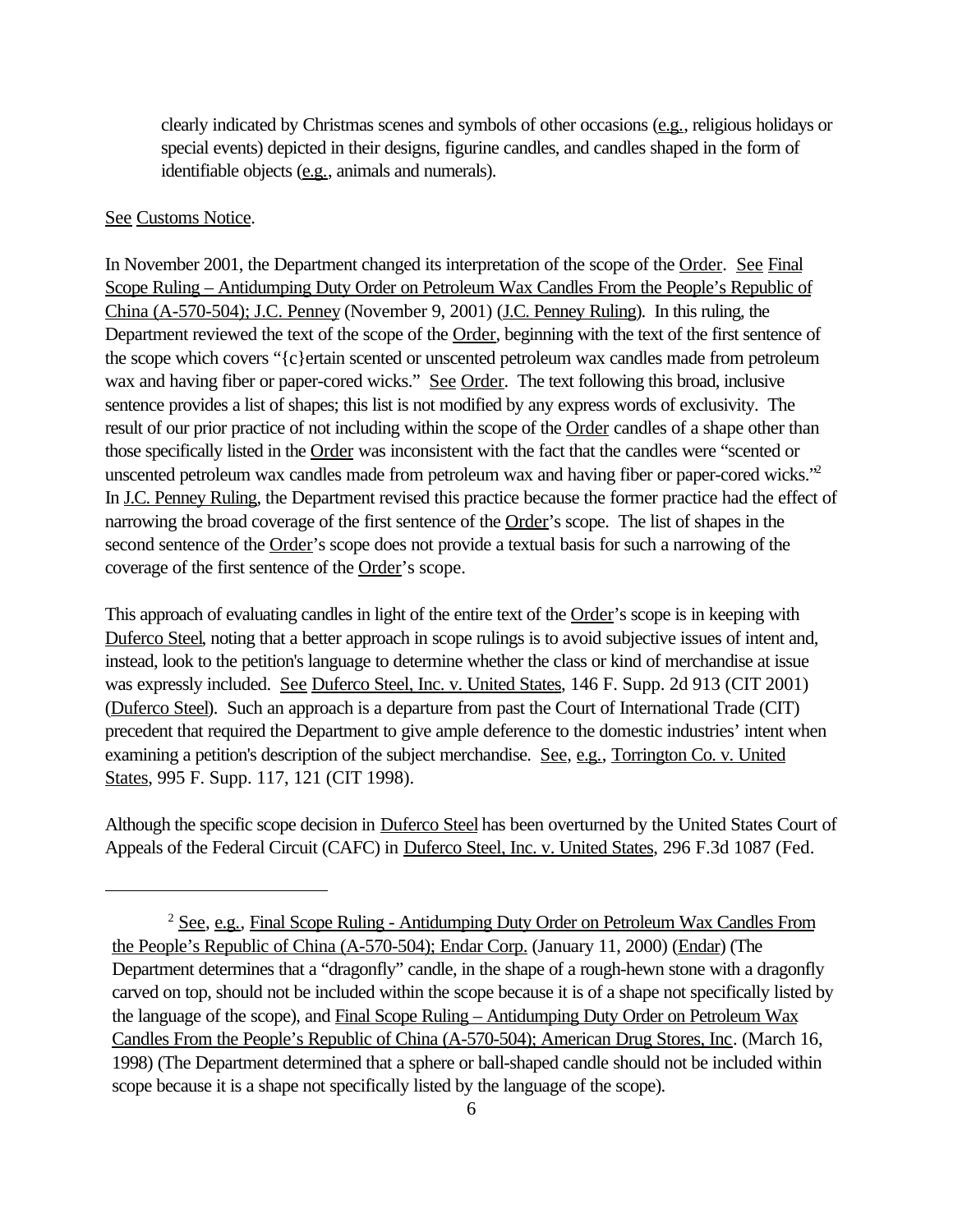clearly indicated by Christmas scenes and symbols of other occasions (e.g., religious holidays or special events) depicted in their designs, figurine candles, and candles shaped in the form of identifiable objects (e.g., animals and numerals).

See Customs Notice.

In November 2001, the Department changed its interpretation of the scope of the Order. See Final Scope Ruling – Antidumping Duty Order on Petroleum Wax Candles From the People's Republic of China (A-570-504); J.C. Penney (November 9, 2001) (J.C. Penney Ruling). In this ruling, the Department reviewed the text of the scope of the Order, beginning with the text of the first sentence of the scope which covers "{c}ertain scented or unscented petroleum wax candles made from petroleum wax and having fiber or paper-cored wicks." See Order. The text following this broad, inclusive sentence provides a list of shapes; this list is not modified by any express words of exclusivity. The result of our prior practice of not including within the scope of the Order candles of a shape other than those specifically listed in the Order was inconsistent with the fact that the candles were "scented or unscented petroleum wax candles made from petroleum wax and having fiber or paper-cored wicks."[2] In J.C. Penney Ruling, the Department revised this practice because the former practice had the effect of narrowing the broad coverage of the first sentence of the Order's scope. The list of shapes in the second sentence of the Order's scope does not provide a textual basis for such a narrowing of the coverage of the first sentence of the Order's scope.

This approach of evaluating candles in light of the entire text of the Order's scope is in keeping with Duferco Steel, noting that a better approach in scope rulings is to avoid subjective issues of intent and, instead, look to the petition's language to determine whether the class or kind of merchandise at issue was expressly included. See Duferco Steel, Inc. v. United States, 146 F. Supp. 2d 913 (CIT 2001) (Duferco Steel). Such an approach is a departure from past the Court of International Trade (CIT) precedent that required the Department to give ample deference to the domestic industries' intent when examining a petition's description of the subject merchandise. See, e.g., Torrington Co. v. United States, 995 F. Supp. 117, 121 (CIT 1998).

Although the specific scope decision in Duferco Steel has been overturned by the United States Court of Appeals of the Federal Circuit (CAFC) in Duferco Steel, Inc. v. United States, 296 F.3d 1087 (Fed.

---

[2] See, e.g., Final Scope Ruling - Antidumping Duty Order on Petroleum Wax Candles From the People's Republic of China (A-570-504); Endar Corp. (January 11, 2000) (Endar) (The Department determines that a "dragonfly" candle, in the shape of a rough-hewn stone with a dragonfly carved on top, should not be included within the scope because it is of a shape not specifically listed by the language of the scope), and Final Scope Ruling – Antidumping Duty Order on Petroleum Wax Candles From the People's Republic of China (A-570-504); American Drug Stores, Inc. (March 16, 1998) (The Department determined that a sphere or ball-shaped candle should not be included within scope because it is a shape not specifically listed by the language of the scope).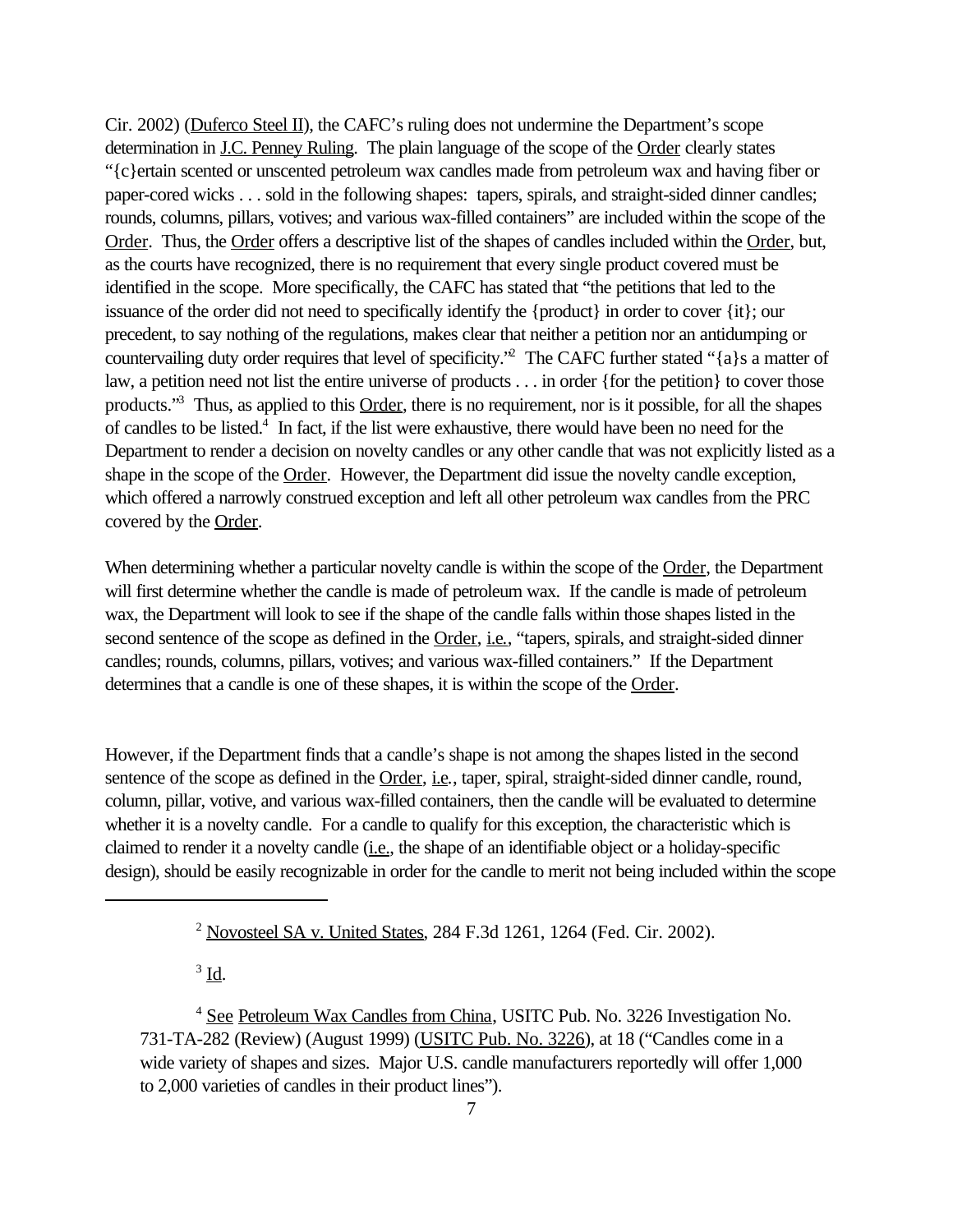Cir. 2002) (Duferco Steel II), the CAFC's ruling does not undermine the Department's scope determination in J.C. Penney Ruling. The plain language of the scope of the Order clearly states "{c}ertain scented or unscented petroleum wax candles made from petroleum wax and having fiber or paper-cored wicks . . . sold in the following shapes: tapers, spirals, and straight-sided dinner candles; rounds, columns, pillars, votives; and various wax-filled containers" are included within the scope of the Order. Thus, the Order offers a descriptive list of the shapes of candles included within the Order, but, as the courts have recognized, there is no requirement that every single product covered must be identified in the scope. More specifically, the CAFC has stated that "the petitions that led to the issuance of the order did not need to specifically identify the {product} in order to cover {it}; our precedent, to say nothing of the regulations, makes clear that neither a petition nor an antidumping or countervailing duty order requires that level of specificity."[2] The CAFC further stated "{a}s a matter of law, a petition need not list the entire universe of products . . . in order {for the petition} to cover those products."[3] Thus, as applied to this Order, there is no requirement, nor is it possible, for all the shapes of candles to be listed.[4] In fact, if the list were exhaustive, there would have been no need for the Department to render a decision on novelty candles or any other candle that was not explicitly listed as a shape in the scope of the Order. However, the Department did issue the novelty candle exception, which offered a narrowly construed exception and left all other petroleum wax candles from the PRC covered by the Order.

When determining whether a particular novelty candle is within the scope of the Order, the Department will first determine whether the candle is made of petroleum wax. If the candle is made of petroleum wax, the Department will look to see if the shape of the candle falls within those shapes listed in the second sentence of the scope as defined in the Order, i.e., "tapers, spirals, and straight-sided dinner candles; rounds, columns, pillars, votives; and various wax-filled containers." If the Department determines that a candle is one of these shapes, it is within the scope of the Order.

However, if the Department finds that a candle's shape is not among the shapes listed in the second sentence of the scope as defined in the Order, i.e., taper, spiral, straight-sided dinner candle, round, column, pillar, votive, and various wax-filled containers, then the candle will be evaluated to determine whether it is a novelty candle. For a candle to qualify for this exception, the characteristic which is claimed to render it a novelty candle (i.e., the shape of an identifiable object or a holiday-specific design), should be easily recognizable in order for the candle to merit not being included within the scope

---

[2] Novosteel SA v. United States, 284 F.3d 1261, 1264 (Fed. Cir. 2002).

[3] Id.

[4] See Petroleum Wax Candles from China, USITC Pub. No. 3226 Investigation No. 731-TA-282 (Review) (August 1999) (USITC Pub. No. 3226), at 18 ("Candles come in a wide variety of shapes and sizes. Major U.S. candle manufacturers reportedly will offer 1,000 to 2,000 varieties of candles in their product lines").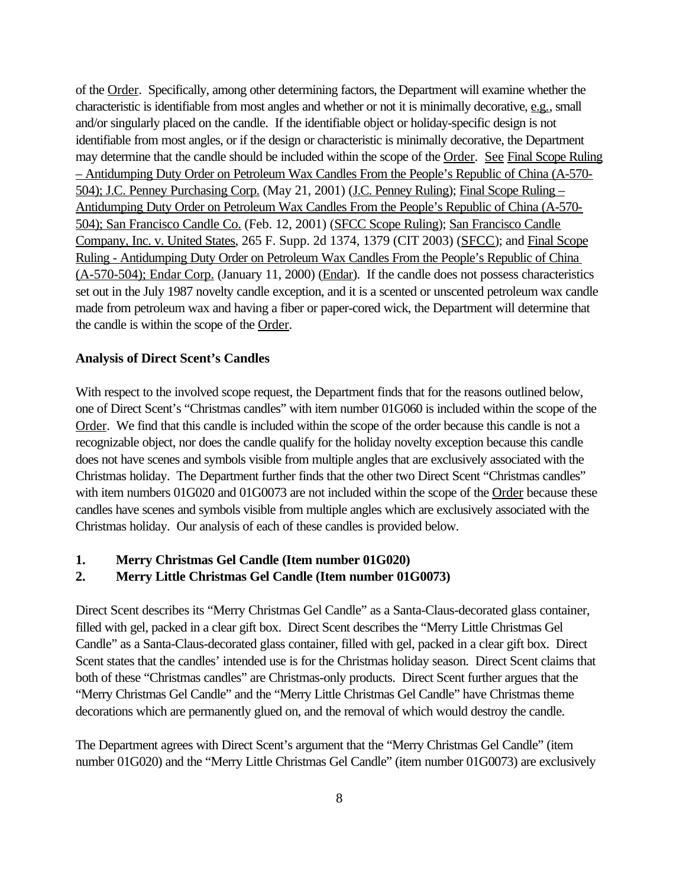of the Order. Specifically, among other determining factors, the Department will examine whether the characteristic is identifiable from most angles and whether or not it is minimally decorative, e.g., small and/or singularly placed on the candle. If the identifiable object or holiday-specific design is not identifiable from most angles, or if the design or characteristic is minimally decorative, the Department may determine that the candle should be included within the scope of the Order. See Final Scope Ruling – Antidumping Duty Order on Petroleum Wax Candles From the People's Republic of China (A-570-504); J.C. Penney Purchasing Corp. (May 21, 2001) (J.C. Penney Ruling); Final Scope Ruling – Antidumping Duty Order on Petroleum Wax Candles From the People's Republic of China (A-570-504); San Francisco Candle Co. (Feb. 12, 2001) (SFCC Scope Ruling); San Francisco Candle Company, Inc. v. United States, 265 F. Supp. 2d 1374, 1379 (CIT 2003) (SFCC); and Final Scope Ruling - Antidumping Duty Order on Petroleum Wax Candles From the People's Republic of China (A-570-504); Endar Corp. (January 11, 2000) (Endar). If the candle does not possess characteristics set out in the July 1987 novelty candle exception, and it is a scented or unscented petroleum wax candle made from petroleum wax and having a fiber or paper-cored wick, the Department will determine that the candle is within the scope of the Order.

**Analysis of Direct Scent's Candles**

With respect to the involved scope request, the Department finds that for the reasons outlined below, one of Direct Scent's "Christmas candles" with item number 01G060 is included within the scope of the Order. We find that this candle is included within the scope of the order because this candle is not a recognizable object, nor does the candle qualify for the holiday novelty exception because this candle does not have scenes and symbols visible from multiple angles that are exclusively associated with the Christmas holiday. The Department further finds that the other two Direct Scent "Christmas candles" with item numbers 01G020 and 01G0073 are not included within the scope of the Order because these candles have scenes and symbols visible from multiple angles which are exclusively associated with the Christmas holiday. Our analysis of each of these candles is provided below.

**1. Merry Christmas Gel Candle (Item number 01G020)**
**2. Merry Little Christmas Gel Candle (Item number 01G0073)**

Direct Scent describes its "Merry Christmas Gel Candle" as a Santa-Claus-decorated glass container, filled with gel, packed in a clear gift box. Direct Scent describes the "Merry Little Christmas Gel Candle" as a Santa-Claus-decorated glass container, filled with gel, packed in a clear gift box. Direct Scent states that the candles' intended use is for the Christmas holiday season. Direct Scent claims that both of these "Christmas candles" are Christmas-only products. Direct Scent further argues that the "Merry Christmas Gel Candle" and the "Merry Little Christmas Gel Candle" have Christmas theme decorations which are permanently glued on, and the removal of which would destroy the candle.

The Department agrees with Direct Scent's argument that the "Merry Christmas Gel Candle" (item number 01G020) and the "Merry Little Christmas Gel Candle" (item number 01G0073) are exclusively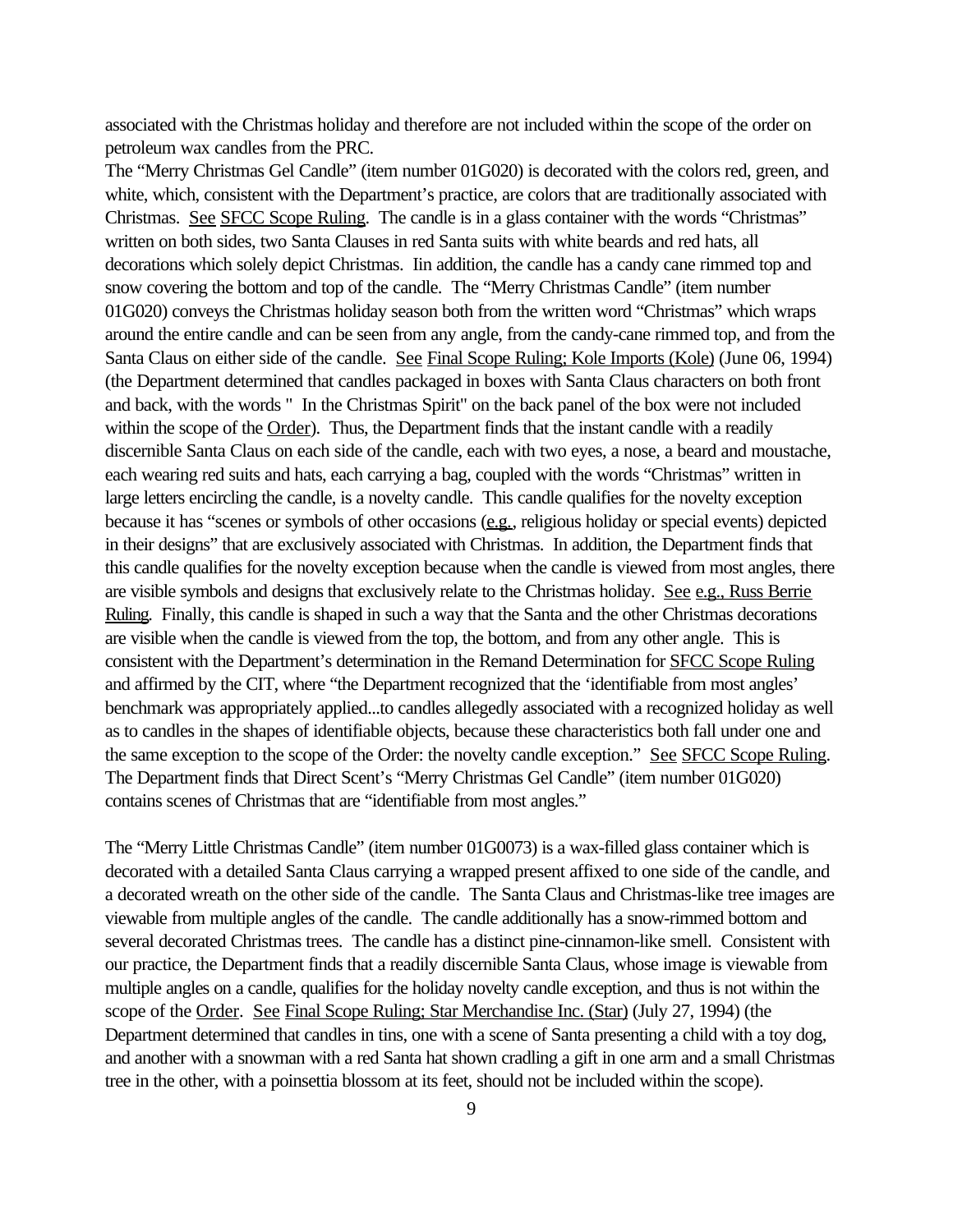associated with the Christmas holiday and therefore are not included within the scope of the order on petroleum wax candles from the PRC.

The "Merry Christmas Gel Candle" (item number 01G020) is decorated with the colors red, green, and white, which, consistent with the Department's practice, are colors that are traditionally associated with Christmas. See SFCC Scope Ruling. The candle is in a glass container with the words "Christmas" written on both sides, two Santa Clauses in red Santa suits with white beards and red hats, all decorations which solely depict Christmas. Iin addition, the candle has a candy cane rimmed top and snow covering the bottom and top of the candle. The "Merry Christmas Candle" (item number 01G020) conveys the Christmas holiday season both from the written word "Christmas" which wraps around the entire candle and can be seen from any angle, from the candy-cane rimmed top, and from the Santa Claus on either side of the candle. See Final Scope Ruling; Kole Imports (Kole) (June 06, 1994) (the Department determined that candles packaged in boxes with Santa Claus characters on both front and back, with the words " In the Christmas Spirit" on the back panel of the box were not included within the scope of the Order). Thus, the Department finds that the instant candle with a readily discernible Santa Claus on each side of the candle, each with two eyes, a nose, a beard and moustache, each wearing red suits and hats, each carrying a bag, coupled with the words "Christmas" written in large letters encircling the candle, is a novelty candle. This candle qualifies for the novelty exception because it has "scenes or symbols of other occasions (e.g., religious holiday or special events) depicted in their designs" that are exclusively associated with Christmas. In addition, the Department finds that this candle qualifies for the novelty exception because when the candle is viewed from most angles, there are visible symbols and designs that exclusively relate to the Christmas holiday. See e.g., Russ Berrie Ruling. Finally, this candle is shaped in such a way that the Santa and the other Christmas decorations are visible when the candle is viewed from the top, the bottom, and from any other angle. This is consistent with the Department's determination in the Remand Determination for SFCC Scope Ruling and affirmed by the CIT, where "the Department recognized that the 'identifiable from most angles' benchmark was appropriately applied...to candles allegedly associated with a recognized holiday as well as to candles in the shapes of identifiable objects, because these characteristics both fall under one and the same exception to the scope of the Order: the novelty candle exception." See SFCC Scope Ruling. The Department finds that Direct Scent's "Merry Christmas Gel Candle" (item number 01G020) contains scenes of Christmas that are "identifiable from most angles."

The "Merry Little Christmas Candle" (item number 01G0073) is a wax-filled glass container which is decorated with a detailed Santa Claus carrying a wrapped present affixed to one side of the candle, and a decorated wreath on the other side of the candle. The Santa Claus and Christmas-like tree images are viewable from multiple angles of the candle. The candle additionally has a snow-rimmed bottom and several decorated Christmas trees. The candle has a distinct pine-cinnamon-like smell. Consistent with our practice, the Department finds that a readily discernible Santa Claus, whose image is viewable from multiple angles on a candle, qualifies for the holiday novelty candle exception, and thus is not within the scope of the Order. See Final Scope Ruling; Star Merchandise Inc. (Star) (July 27, 1994) (the Department determined that candles in tins, one with a scene of Santa presenting a child with a toy dog, and another with a snowman with a red Santa hat shown cradling a gift in one arm and a small Christmas tree in the other, with a poinsettia blossom at its feet, should not be included within the scope).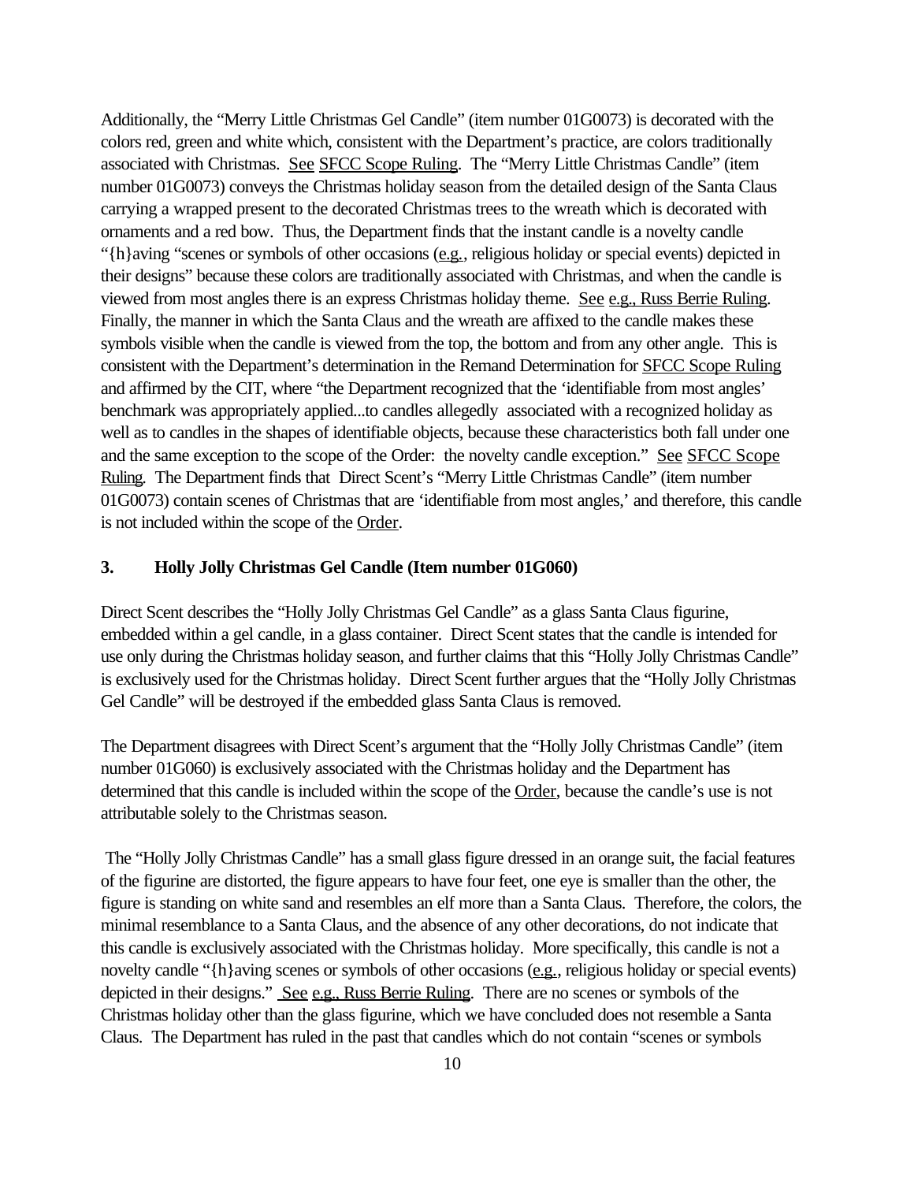Additionally, the "Merry Little Christmas Gel Candle" (item number 01G0073) is decorated with the colors red, green and white which, consistent with the Department's practice, are colors traditionally associated with Christmas. See SFCC Scope Ruling. The "Merry Little Christmas Candle" (item number 01G0073) conveys the Christmas holiday season from the detailed design of the Santa Claus carrying a wrapped present to the decorated Christmas trees to the wreath which is decorated with ornaments and a red bow. Thus, the Department finds that the instant candle is a novelty candle "{h}aving "scenes or symbols of other occasions (e.g., religious holiday or special events) depicted in their designs" because these colors are traditionally associated with Christmas, and when the candle is viewed from most angles there is an express Christmas holiday theme. See e.g., Russ Berrie Ruling. Finally, the manner in which the Santa Claus and the wreath are affixed to the candle makes these symbols visible when the candle is viewed from the top, the bottom and from any other angle. This is consistent with the Department's determination in the Remand Determination for SFCC Scope Ruling and affirmed by the CIT, where "the Department recognized that the 'identifiable from most angles' benchmark was appropriately applied...to candles allegedly associated with a recognized holiday as well as to candles in the shapes of identifiable objects, because these characteristics both fall under one and the same exception to the scope of the Order: the novelty candle exception." See SFCC Scope Ruling. The Department finds that Direct Scent's "Merry Little Christmas Candle" (item number 01G0073) contain scenes of Christmas that are 'identifiable from most angles,' and therefore, this candle is not included within the scope of the Order.

### 3. Holly Jolly Christmas Gel Candle (Item number 01G060)

Direct Scent describes the "Holly Jolly Christmas Gel Candle" as a glass Santa Claus figurine, embedded within a gel candle, in a glass container. Direct Scent states that the candle is intended for use only during the Christmas holiday season, and further claims that this "Holly Jolly Christmas Candle" is exclusively used for the Christmas holiday. Direct Scent further argues that the "Holly Jolly Christmas Gel Candle" will be destroyed if the embedded glass Santa Claus is removed.

The Department disagrees with Direct Scent's argument that the "Holly Jolly Christmas Candle" (item number 01G060) is exclusively associated with the Christmas holiday and the Department has determined that this candle is included within the scope of the Order, because the candle's use is not attributable solely to the Christmas season.

The "Holly Jolly Christmas Candle" has a small glass figure dressed in an orange suit, the facial features of the figurine are distorted, the figure appears to have four feet, one eye is smaller than the other, the figure is standing on white sand and resembles an elf more than a Santa Claus. Therefore, the colors, the minimal resemblance to a Santa Claus, and the absence of any other decorations, do not indicate that this candle is exclusively associated with the Christmas holiday. More specifically, this candle is not a novelty candle "{h}aving scenes or symbols of other occasions (e.g., religious holiday or special events) depicted in their designs." See e.g., Russ Berrie Ruling. There are no scenes or symbols of the Christmas holiday other than the glass figurine, which we have concluded does not resemble a Santa Claus. The Department has ruled in the past that candles which do not contain "scenes or symbols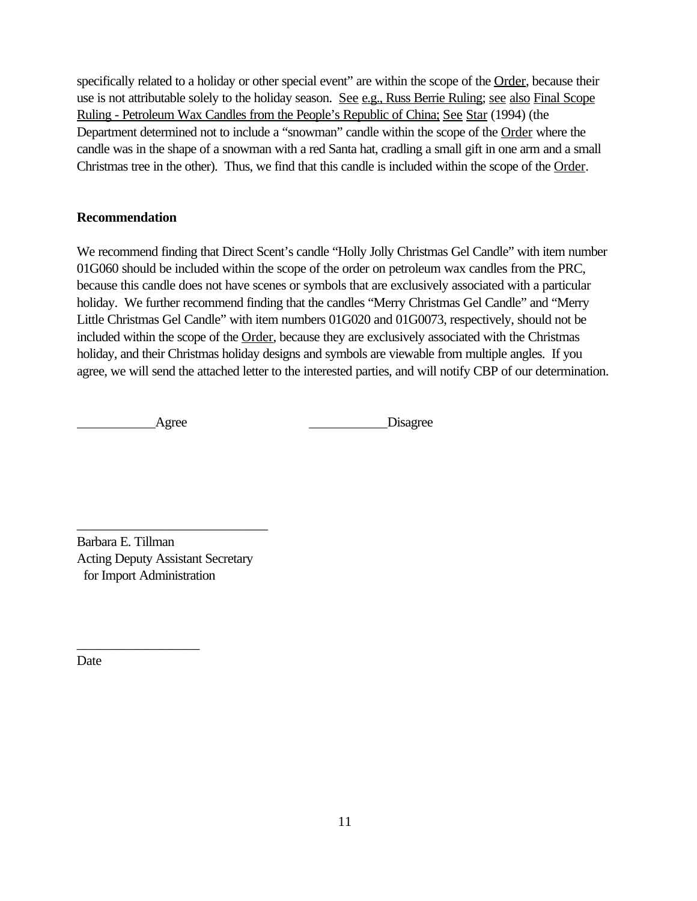specifically related to a holiday or other special event" are within the scope of the Order, because their use is not attributable solely to the holiday season. See e.g., Russ Berrie Ruling; see also Final Scope Ruling - Petroleum Wax Candles from the People's Republic of China; See Star (1994) (the Department determined not to include a "snowman" candle within the scope of the Order where the candle was in the shape of a snowman with a red Santa hat, cradling a small gift in one arm and a small Christmas tree in the other). Thus, we find that this candle is included within the scope of the Order.

**Recommendation**

We recommend finding that Direct Scent's candle "Holly Jolly Christmas Gel Candle" with item number 01G060 should be included within the scope of the order on petroleum wax candles from the PRC, because this candle does not have scenes or symbols that are exclusively associated with a particular holiday. We further recommend finding that the candles "Merry Christmas Gel Candle" and "Merry Little Christmas Gel Candle" with item numbers 01G020 and 01G0073, respectively, should not be included within the scope of the Order, because they are exclusively associated with the Christmas holiday, and their Christmas holiday designs and symbols are viewable from multiple angles. If you agree, we will send the attached letter to the interested parties, and will notify CBP of our determination.

\_\_\_\_\_\_\_\_\_\_\_\_Agree &nbsp;&nbsp;&nbsp;&nbsp;&nbsp;&nbsp;&nbsp;&nbsp;&nbsp;&nbsp;&nbsp;&nbsp;&nbsp;&nbsp;&nbsp;&nbsp;\_\_\_\_\_\_\_\_\_\_\_\_Disagree

\_\_\_\_\_\_\_\_\_\_\_\_\_\_\_\_\_\_\_\_\_\_\_\_\_\_\_\_\_\_

Barbara E. Tillman  
Acting Deputy Assistant Secretary  
for Import Administration

\_\_\_\_\_\_\_\_\_\_\_\_\_\_\_\_\_\_\_

Date